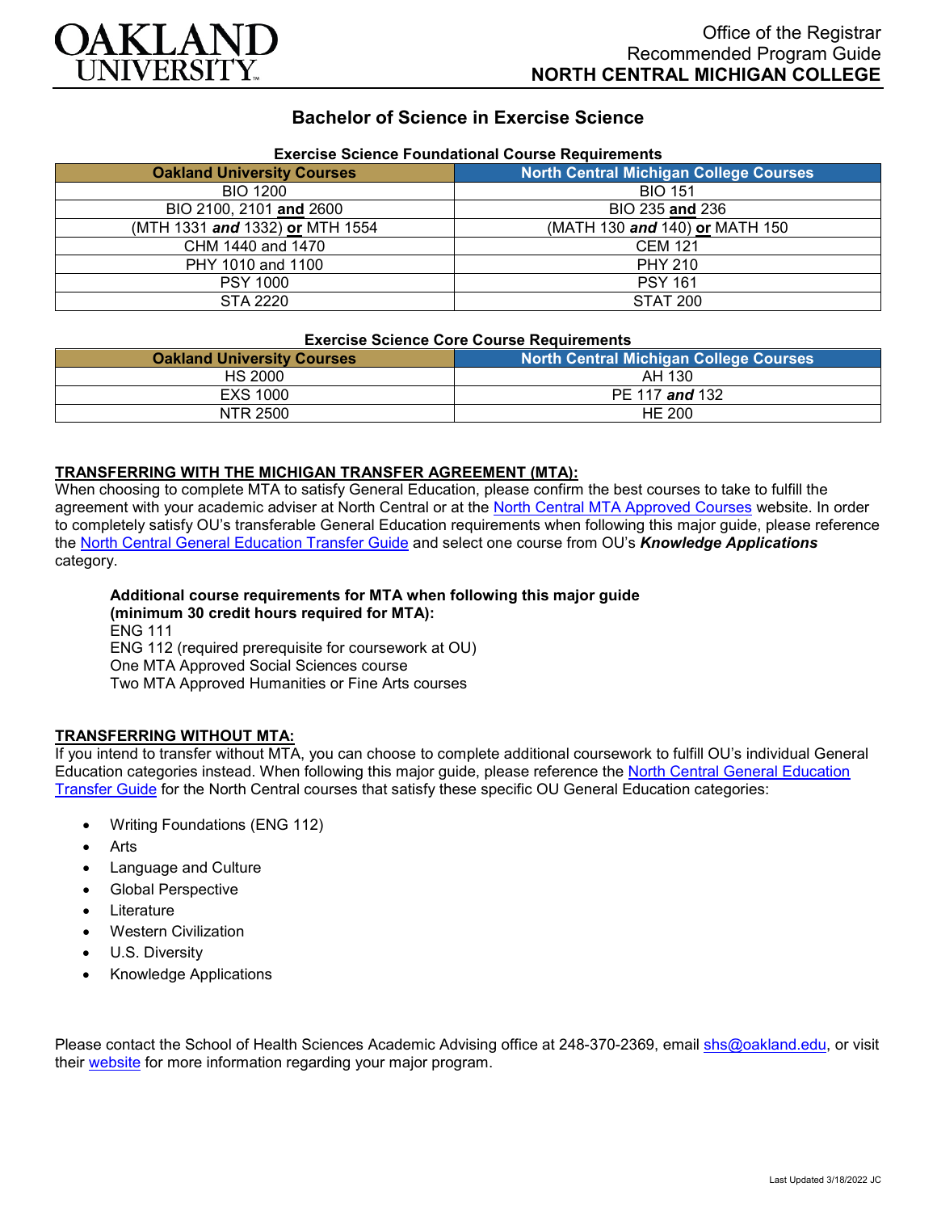Office of the Registrar
Recommended Program Guide
**NORTH CENTRAL MICHIGAN COLLEGE**

# Bachelor of Science in Exercise Science

### Exercise Science Foundational Course Requirements

| Oakland University Courses | North Central Michigan College Courses |
|---|---|
| BIO 1200 | BIO 151 |
| BIO 2100, 2101 **and** 2600 | BIO 235 **and** 236 |
| (MTH 1331 ***and*** 1332) **or** MTH 1554 | (MATH 130 ***and*** 140) **or** MATH 150 |
| CHM 1440 and 1470 | CEM 121 |
| PHY 1010 and 1100 | PHY 210 |
| PSY 1000 | PSY 161 |
| STA 2220 | STAT 200 |

### Exercise Science Core Course Requirements

| Oakland University Courses | North Central Michigan College Courses |
|---|---|
| HS 2000 | AH 130 |
| EXS 1000 | PE 117 ***and*** 132 |
| NTR 2500 | HE 200 |

**TRANSFERRING WITH THE MICHIGAN TRANSFER AGREEMENT (MTA):**

When choosing to complete MTA to satisfy General Education, please confirm the best courses to take to fulfill the agreement with your academic adviser at North Central or at the North Central MTA Approved Courses website. In order to completely satisfy OU's transferable General Education requirements when following this major guide, please reference the North Central General Education Transfer Guide and select one course from OU's ***Knowledge Applications*** category.

**Additional course requirements for MTA when following this major guide (minimum 30 credit hours required for MTA):**
ENG 111
ENG 112 (required prerequisite for coursework at OU)
One MTA Approved Social Sciences course
Two MTA Approved Humanities or Fine Arts courses

**TRANSFERRING WITHOUT MTA:**

If you intend to transfer without MTA, you can choose to complete additional coursework to fulfill OU's individual General Education categories instead. When following this major guide, please reference the North Central General Education Transfer Guide for the North Central courses that satisfy these specific OU General Education categories:

- Writing Foundations (ENG 112)
- Arts
- Language and Culture
- Global Perspective
- Literature
- Western Civilization
- U.S. Diversity
- Knowledge Applications

Please contact the School of Health Sciences Academic Advising office at 248-370-2369, email shs@oakland.edu, or visit their website for more information regarding your major program.

Last Updated 3/18/2022 JC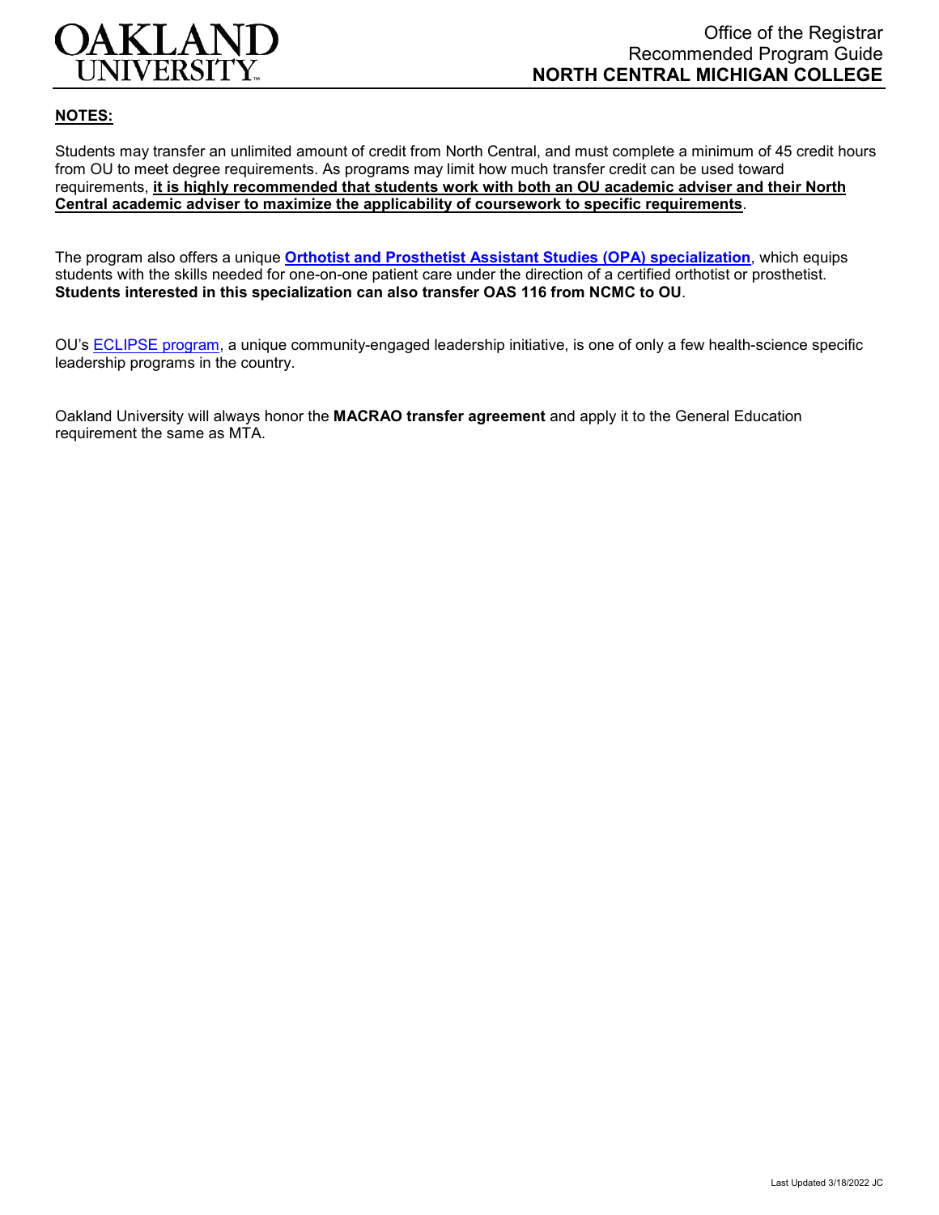**NOTES:**

Students may transfer an unlimited amount of credit from North Central, and must complete a minimum of 45 credit hours from OU to meet degree requirements. As programs may limit how much transfer credit can be used toward requirements, **it is highly recommended that students work with both an OU academic adviser and their North Central academic adviser to maximize the applicability of coursework to specific requirements**.

The program also offers a unique **Orthotist and Prosthetist Assistant Studies (OPA) specialization**, which equips students with the skills needed for one-on-one patient care under the direction of a certified orthotist or prosthetist. **Students interested in this specialization can also transfer OAS 116 from NCMC to OU**.

OU's ECLIPSE program, a unique community-engaged leadership initiative, is one of only a few health-science specific leadership programs in the country.

Oakland University will always honor the **MACRAO transfer agreement** and apply it to the General Education requirement the same as MTA.

Last Updated 3/18/2022 JC